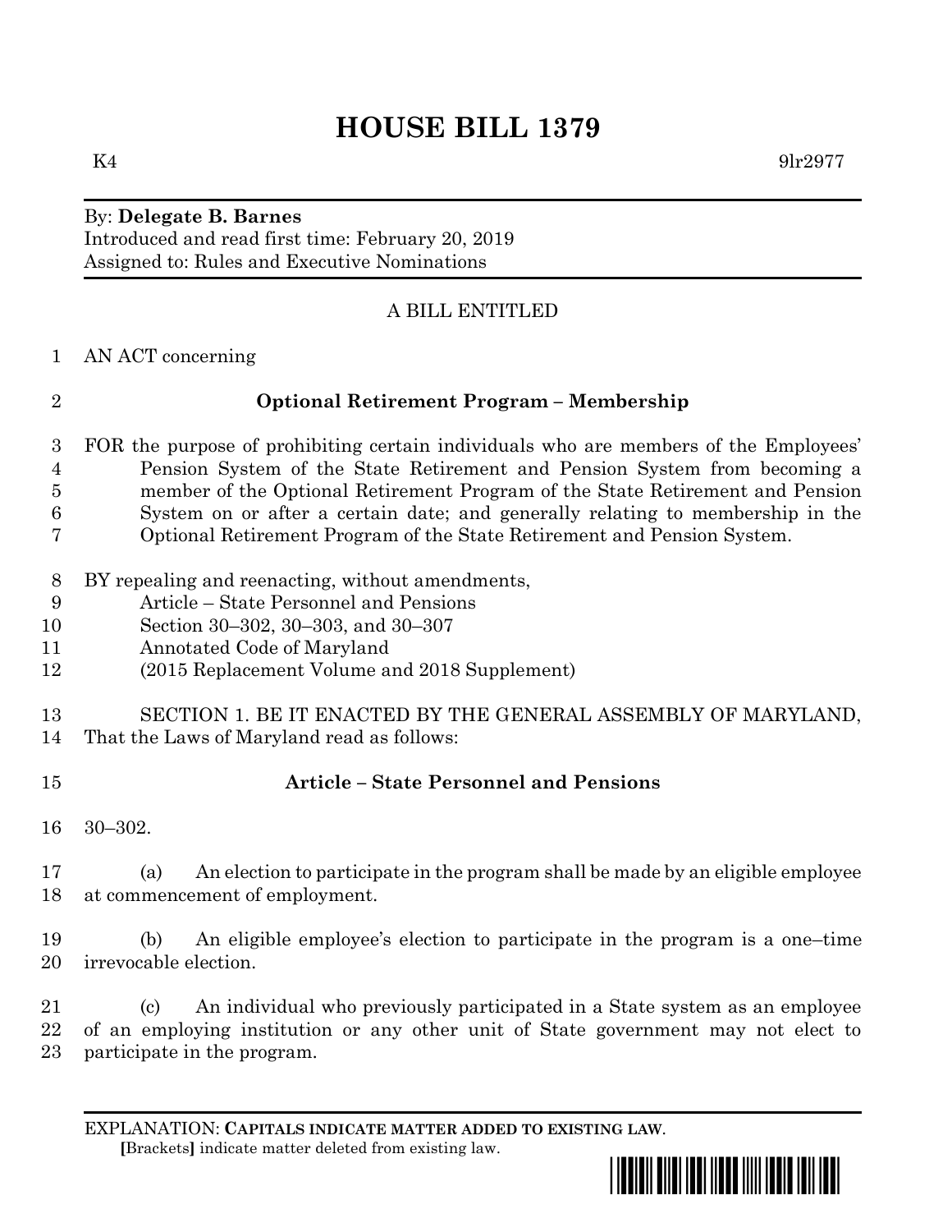# HOUSE BILL 1379

K4 9lr2977

By: **Delegate B. Barnes**
Introduced and read first time: February 20, 2019
Assigned to: Rules and Executive Nominations

A BILL ENTITLED

AN ACT concerning

**Optional Retirement Program – Membership**

FOR the purpose of prohibiting certain individuals who are members of the Employees' Pension System of the State Retirement and Pension System from becoming a member of the Optional Retirement Program of the State Retirement and Pension System on or after a certain date; and generally relating to membership in the Optional Retirement Program of the State Retirement and Pension System.

BY repealing and reenacting, without amendments,
Article – State Personnel and Pensions
Section 30–302, 30–303, and 30–307
Annotated Code of Maryland
(2015 Replacement Volume and 2018 Supplement)

SECTION 1. BE IT ENACTED BY THE GENERAL ASSEMBLY OF MARYLAND, That the Laws of Maryland read as follows:

**Article – State Personnel and Pensions**

30–302.

(a) An election to participate in the program shall be made by an eligible employee at commencement of employment.

(b) An eligible employee's election to participate in the program is a one–time irrevocable election.

(c) An individual who previously participated in a State system as an employee of an employing institution or any other unit of State government may not elect to participate in the program.

EXPLANATION: **CAPITALS INDICATE MATTER ADDED TO EXISTING LAW**.
**[**Brackets**]** indicate matter deleted from existing law.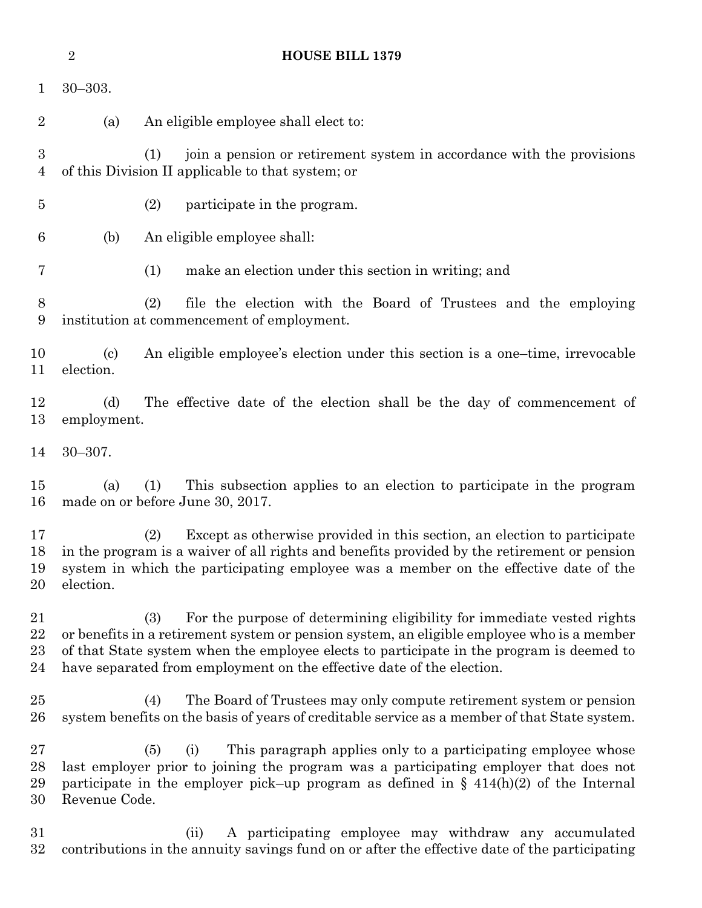30–303.

(a) An eligible employee shall elect to:

(1) join a pension or retirement system in accordance with the provisions of this Division II applicable to that system; or

(2) participate in the program.

(b) An eligible employee shall:

(1) make an election under this section in writing; and

(2) file the election with the Board of Trustees and the employing institution at commencement of employment.

(c) An eligible employee's election under this section is a one–time, irrevocable election.

(d) The effective date of the election shall be the day of commencement of employment.

30–307.

(a) (1) This subsection applies to an election to participate in the program made on or before June 30, 2017.

(2) Except as otherwise provided in this section, an election to participate in the program is a waiver of all rights and benefits provided by the retirement or pension system in which the participating employee was a member on the effective date of the election.

(3) For the purpose of determining eligibility for immediate vested rights or benefits in a retirement system or pension system, an eligible employee who is a member of that State system when the employee elects to participate in the program is deemed to have separated from employment on the effective date of the election.

(4) The Board of Trustees may only compute retirement system or pension system benefits on the basis of years of creditable service as a member of that State system.

(5) (i) This paragraph applies only to a participating employee whose last employer prior to joining the program was a participating employer that does not participate in the employer pick–up program as defined in § 414(h)(2) of the Internal Revenue Code.

(ii) A participating employee may withdraw any accumulated contributions in the annuity savings fund on or after the effective date of the participating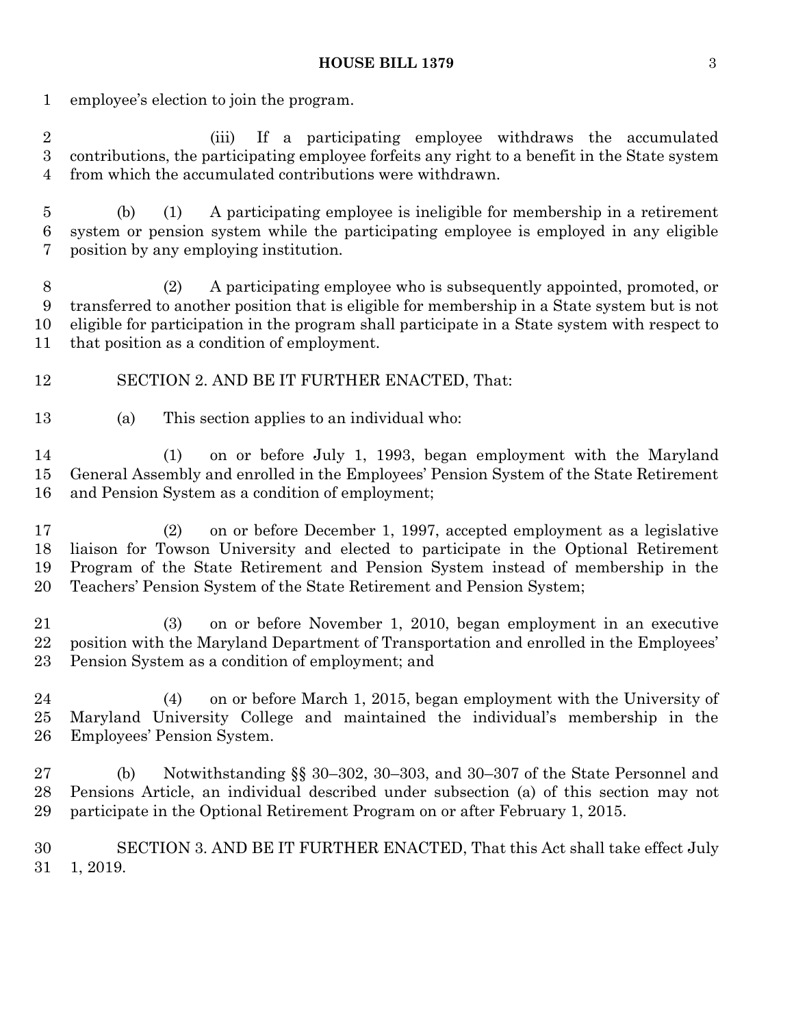employee's election to join the program.

(iii) If a participating employee withdraws the accumulated contributions, the participating employee forfeits any right to a benefit in the State system from which the accumulated contributions were withdrawn.

(b) (1) A participating employee is ineligible for membership in a retirement system or pension system while the participating employee is employed in any eligible position by any employing institution.

(2) A participating employee who is subsequently appointed, promoted, or transferred to another position that is eligible for membership in a State system but is not eligible for participation in the program shall participate in a State system with respect to that position as a condition of employment.

SECTION 2. AND BE IT FURTHER ENACTED, That:

(a) This section applies to an individual who:

(1) on or before July 1, 1993, began employment with the Maryland General Assembly and enrolled in the Employees' Pension System of the State Retirement and Pension System as a condition of employment;

(2) on or before December 1, 1997, accepted employment as a legislative liaison for Towson University and elected to participate in the Optional Retirement Program of the State Retirement and Pension System instead of membership in the Teachers' Pension System of the State Retirement and Pension System;

(3) on or before November 1, 2010, began employment in an executive position with the Maryland Department of Transportation and enrolled in the Employees' Pension System as a condition of employment; and

(4) on or before March 1, 2015, began employment with the University of Maryland University College and maintained the individual's membership in the Employees' Pension System.

(b) Notwithstanding §§ 30–302, 30–303, and 30–307 of the State Personnel and Pensions Article, an individual described under subsection (a) of this section may not participate in the Optional Retirement Program on or after February 1, 2015.

SECTION 3. AND BE IT FURTHER ENACTED, That this Act shall take effect July 1, 2019.